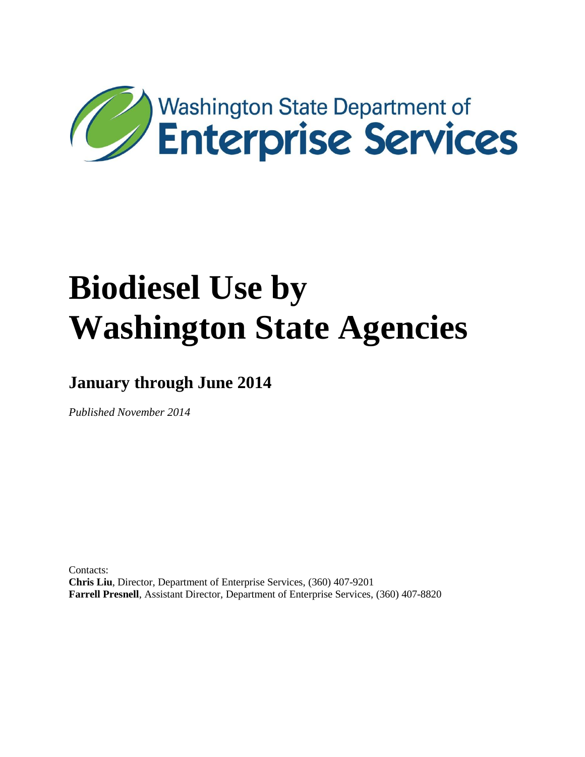Washington State Department of
**Enterprise Services**

# Biodiesel Use by Washington State Agencies

## January through June 2014

*Published November 2014*

Contacts:
**Chris Liu**, Director, Department of Enterprise Services, (360) 407-9201
**Farrell Presnell**, Assistant Director, Department of Enterprise Services, (360) 407-8820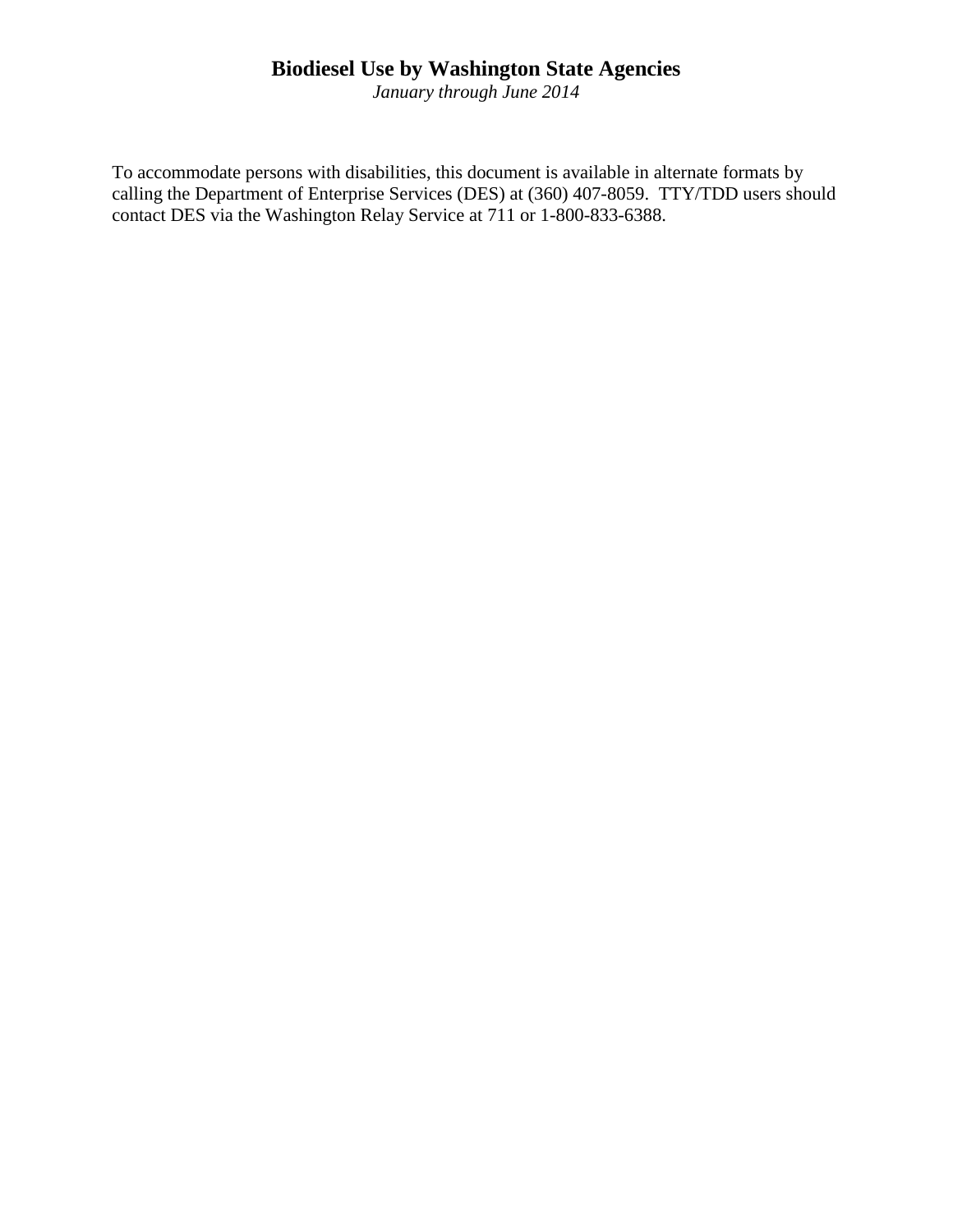# Biodiesel Use by Washington State Agencies

*January through June 2014*

To accommodate persons with disabilities, this document is available in alternate formats by calling the Department of Enterprise Services (DES) at (360) 407-8059. TTY/TDD users should contact DES via the Washington Relay Service at 711 or 1-800-833-6388.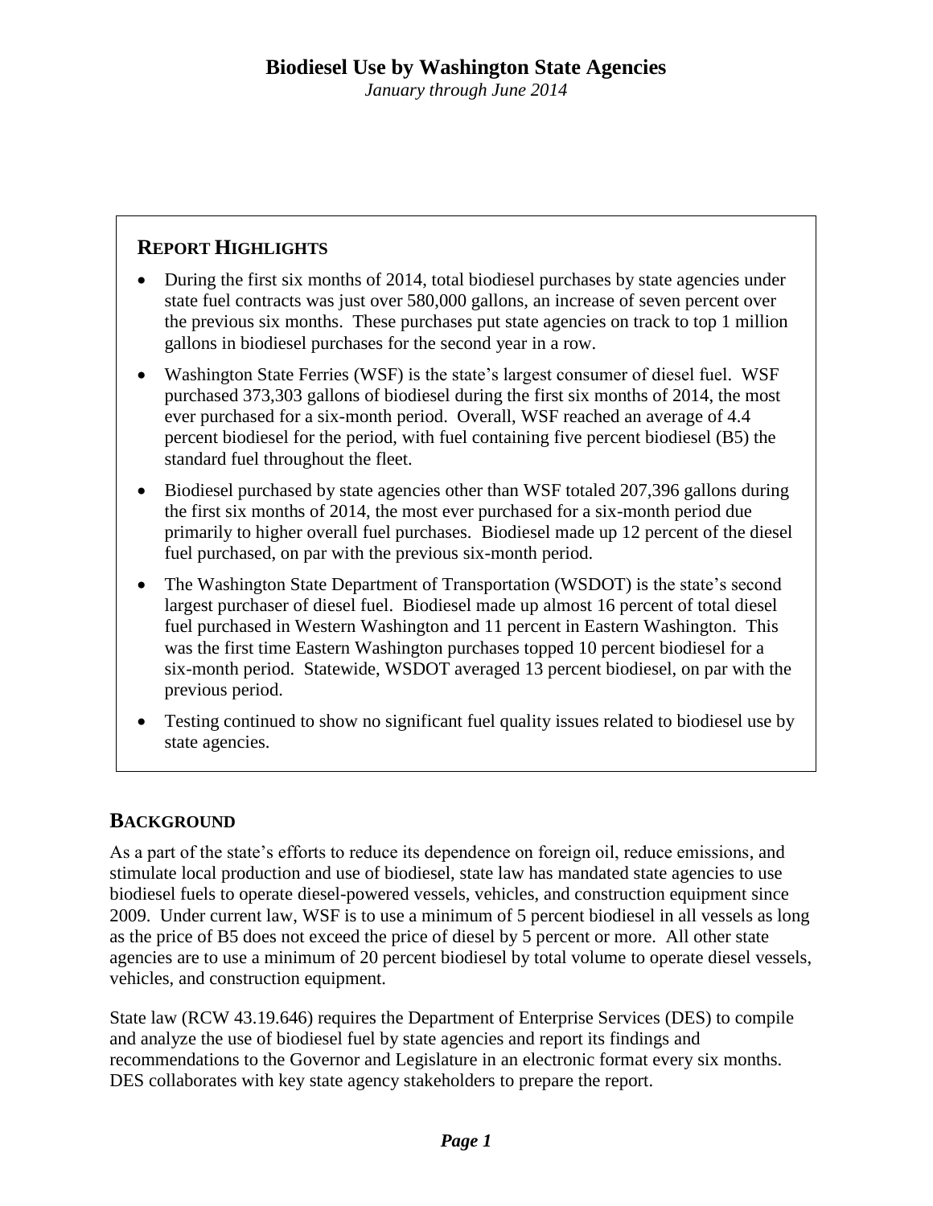# Biodiesel Use by Washington State Agencies

*January through June 2014*

## Report Highlights

- During the first six months of 2014, total biodiesel purchases by state agencies under state fuel contracts was just over 580,000 gallons, an increase of seven percent over the previous six months. These purchases put state agencies on track to top 1 million gallons in biodiesel purchases for the second year in a row.
- Washington State Ferries (WSF) is the state's largest consumer of diesel fuel. WSF purchased 373,303 gallons of biodiesel during the first six months of 2014, the most ever purchased for a six-month period. Overall, WSF reached an average of 4.4 percent biodiesel for the period, with fuel containing five percent biodiesel (B5) the standard fuel throughout the fleet.
- Biodiesel purchased by state agencies other than WSF totaled 207,396 gallons during the first six months of 2014, the most ever purchased for a six-month period due primarily to higher overall fuel purchases. Biodiesel made up 12 percent of the diesel fuel purchased, on par with the previous six-month period.
- The Washington State Department of Transportation (WSDOT) is the state's second largest purchaser of diesel fuel. Biodiesel made up almost 16 percent of total diesel fuel purchased in Western Washington and 11 percent in Eastern Washington. This was the first time Eastern Washington purchases topped 10 percent biodiesel for a six-month period. Statewide, WSDOT averaged 13 percent biodiesel, on par with the previous period.
- Testing continued to show no significant fuel quality issues related to biodiesel use by state agencies.

## Background

As a part of the state's efforts to reduce its dependence on foreign oil, reduce emissions, and stimulate local production and use of biodiesel, state law has mandated state agencies to use biodiesel fuels to operate diesel-powered vessels, vehicles, and construction equipment since 2009. Under current law, WSF is to use a minimum of 5 percent biodiesel in all vessels as long as the price of B5 does not exceed the price of diesel by 5 percent or more. All other state agencies are to use a minimum of 20 percent biodiesel by total volume to operate diesel vessels, vehicles, and construction equipment.

State law (RCW 43.19.646) requires the Department of Enterprise Services (DES) to compile and analyze the use of biodiesel fuel by state agencies and report its findings and recommendations to the Governor and Legislature in an electronic format every six months. DES collaborates with key state agency stakeholders to prepare the report.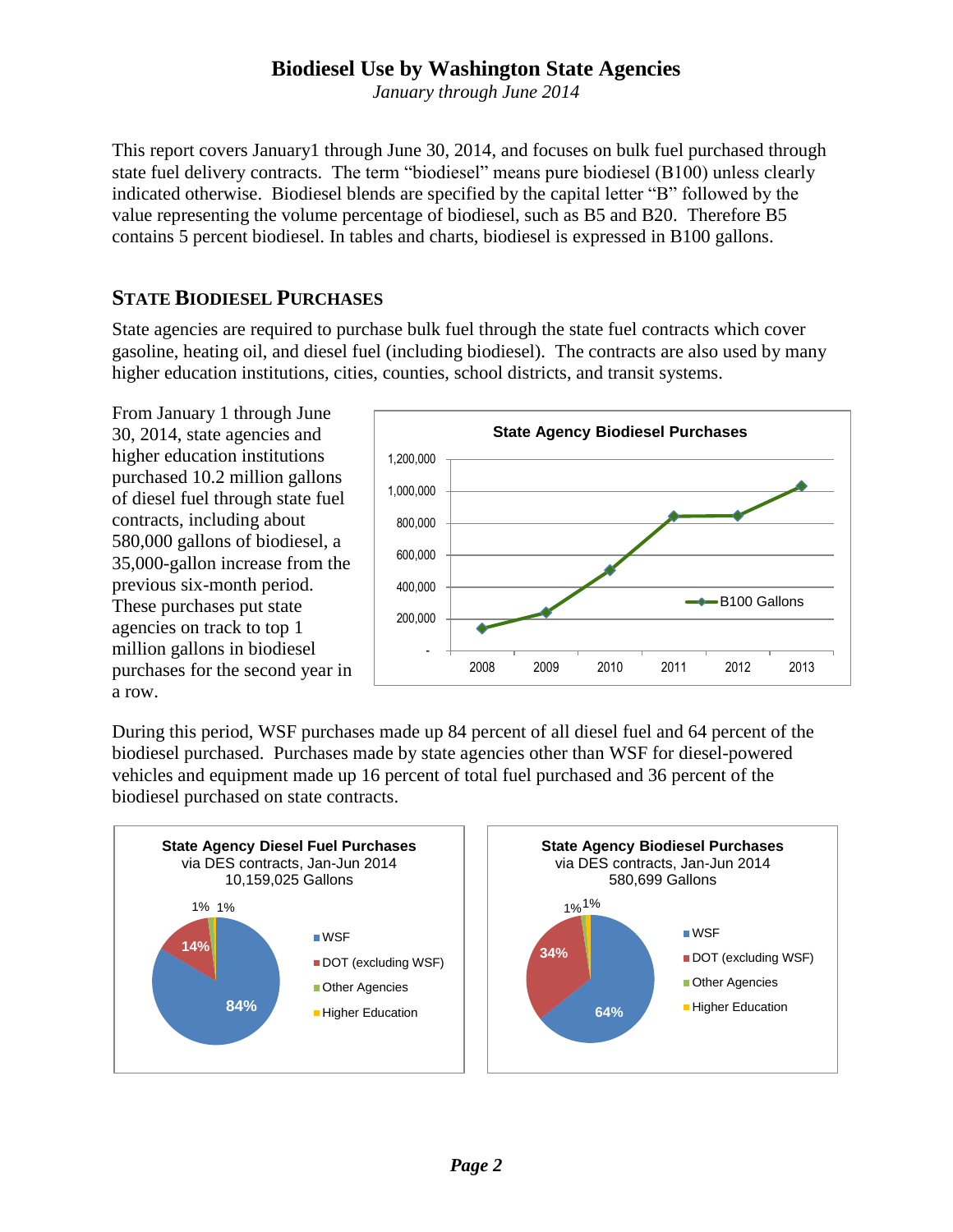# Biodiesel Use by Washington State Agencies

*January through June 2014*

This report covers January1 through June 30, 2014, and focuses on bulk fuel purchased through state fuel delivery contracts. The term "biodiesel" means pure biodiesel (B100) unless clearly indicated otherwise. Biodiesel blends are specified by the capital letter "B" followed by the value representing the volume percentage of biodiesel, such as B5 and B20. Therefore B5 contains 5 percent biodiesel. In tables and charts, biodiesel is expressed in B100 gallons.

## STATE BIODIESEL PURCHASES

State agencies are required to purchase bulk fuel through the state fuel contracts which cover gasoline, heating oil, and diesel fuel (including biodiesel). The contracts are also used by many higher education institutions, cities, counties, school districts, and transit systems.

From January 1 through June 30, 2014, state agencies and higher education institutions purchased 10.2 million gallons of diesel fuel through state fuel contracts, including about 580,000 gallons of biodiesel, a 35,000-gallon increase from the previous six-month period. These purchases put state agencies on track to top 1 million gallons in biodiesel purchases for the second year in a row.

**State Agency Biodiesel Purchases**

| Year | B100 Gallons (approx.) |
|---|---|
| 2008 | 140,000 |
| 2009 | 240,000 |
| 2010 | 505,000 |
| 2011 | 845,000 |
| 2012 | 850,000 |
| 2013 | 1,035,000 |

During this period, WSF purchases made up 84 percent of all diesel fuel and 64 percent of the biodiesel purchased. Purchases made by state agencies other than WSF for diesel-powered vehicles and equipment made up 16 percent of total fuel purchased and 36 percent of the biodiesel purchased on state contracts.

**State Agency Diesel Fuel Purchases**
via DES contracts, Jan-Jun 2014
10,159,025 Gallons

| Purchaser | Share |
|---|---|
| WSF | 84% |
| DOT (excluding WSF) | 14% |
| Other Agencies | 1% |
| Higher Education | 1% |

**State Agency Biodiesel Purchases**
via DES contracts, Jan-Jun 2014
580,699 Gallons

| Purchaser | Share |
|---|---|
| WSF | 64% |
| DOT (excluding WSF) | 34% |
| Other Agencies | 1% |
| Higher Education | 1% |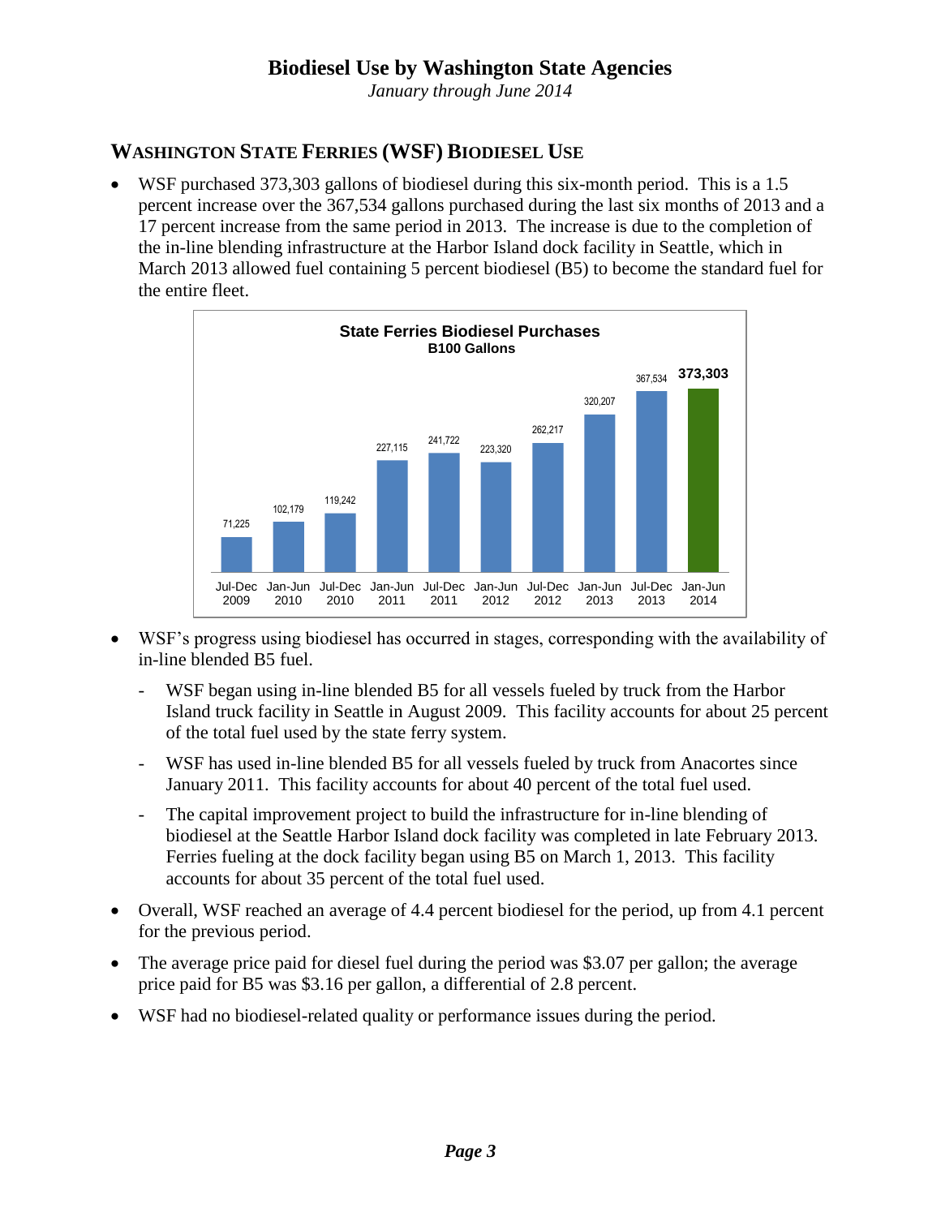# Biodiesel Use by Washington State Agencies

*January through June 2014*

## WASHINGTON STATE FERRIES (WSF) BIODIESEL USE

- WSF purchased 373,303 gallons of biodiesel during this six-month period. This is a 1.5 percent increase over the 367,534 gallons purchased during the last six months of 2013 and a 17 percent increase from the same period in 2013. The increase is due to the completion of the in-line blending infrastructure at the Harbor Island dock facility in Seattle, which in March 2013 allowed fuel containing 5 percent biodiesel (B5) to become the standard fuel for the entire fleet.

**State Ferries Biodiesel Purchases**
**B100 Gallons**

| Period | B100 Gallons |
|---|---|
| Jul-Dec 2009 | 71,225 |
| Jan-Jun 2010 | 102,179 |
| Jul-Dec 2010 | 119,242 |
| Jan-Jun 2011 | 227,115 |
| Jul-Dec 2011 | 241,722 |
| Jan-Jun 2012 | 223,320 |
| Jul-Dec 2012 | 262,217 |
| Jan-Jun 2013 | 320,207 |
| Jul-Dec 2013 | 367,534 |
| Jan-Jun 2014 | 373,303 |

- WSF's progress using biodiesel has occurred in stages, corresponding with the availability of in-line blended B5 fuel.
  - WSF began using in-line blended B5 for all vessels fueled by truck from the Harbor Island truck facility in Seattle in August 2009. This facility accounts for about 25 percent of the total fuel used by the state ferry system.
  - WSF has used in-line blended B5 for all vessels fueled by truck from Anacortes since January 2011. This facility accounts for about 40 percent of the total fuel used.
  - The capital improvement project to build the infrastructure for in-line blending of biodiesel at the Seattle Harbor Island dock facility was completed in late February 2013. Ferries fueling at the dock facility began using B5 on March 1, 2013. This facility accounts for about 35 percent of the total fuel used.
- Overall, WSF reached an average of 4.4 percent biodiesel for the period, up from 4.1 percent for the previous period.
- The average price paid for diesel fuel during the period was $3.07 per gallon; the average price paid for B5 was $3.16 per gallon, a differential of 2.8 percent.
- WSF had no biodiesel-related quality or performance issues during the period.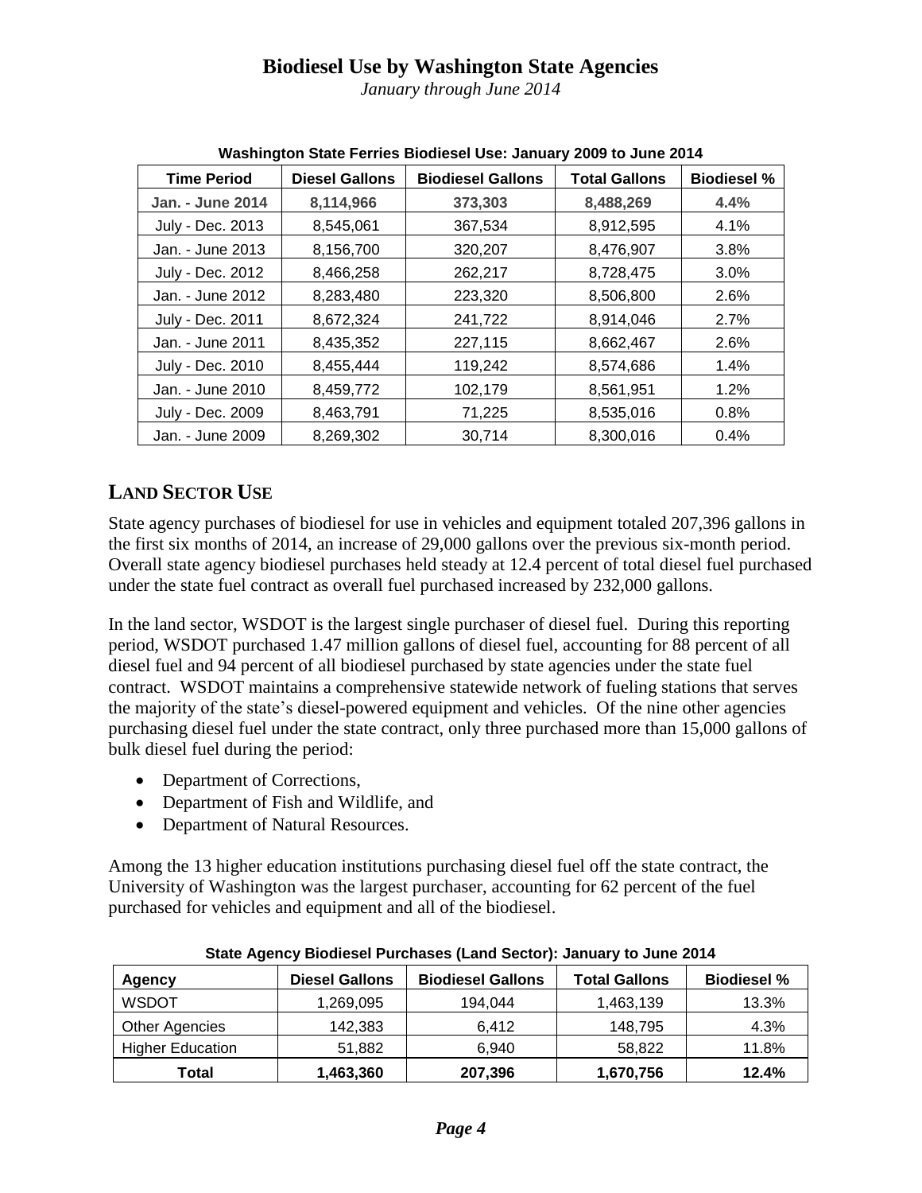# Biodiesel Use by Washington State Agencies

*January through June 2014*

**Washington State Ferries Biodiesel Use: January 2009 to June 2014**

| Time Period | Diesel Gallons | Biodiesel Gallons | Total Gallons | Biodiesel % |
|---|---|---|---|---|
| **Jan. - June 2014** | **8,114,966** | **373,303** | **8,488,269** | **4.4%** |
| July - Dec. 2013 | 8,545,061 | 367,534 | 8,912,595 | 4.1% |
| Jan. - June 2013 | 8,156,700 | 320,207 | 8,476,907 | 3.8% |
| July - Dec. 2012 | 8,466,258 | 262,217 | 8,728,475 | 3.0% |
| Jan. - June 2012 | 8,283,480 | 223,320 | 8,506,800 | 2.6% |
| July - Dec. 2011 | 8,672,324 | 241,722 | 8,914,046 | 2.7% |
| Jan. - June 2011 | 8,435,352 | 227,115 | 8,662,467 | 2.6% |
| July - Dec. 2010 | 8,455,444 | 119,242 | 8,574,686 | 1.4% |
| Jan. - June 2010 | 8,459,772 | 102,179 | 8,561,951 | 1.2% |
| July - Dec. 2009 | 8,463,791 | 71,225 | 8,535,016 | 0.8% |
| Jan. - June 2009 | 8,269,302 | 30,714 | 8,300,016 | 0.4% |

## LAND SECTOR USE

State agency purchases of biodiesel for use in vehicles and equipment totaled 207,396 gallons in the first six months of 2014, an increase of 29,000 gallons over the previous six-month period. Overall state agency biodiesel purchases held steady at 12.4 percent of total diesel fuel purchased under the state fuel contract as overall fuel purchased increased by 232,000 gallons.

In the land sector, WSDOT is the largest single purchaser of diesel fuel. During this reporting period, WSDOT purchased 1.47 million gallons of diesel fuel, accounting for 88 percent of all diesel fuel and 94 percent of all biodiesel purchased by state agencies under the state fuel contract. WSDOT maintains a comprehensive statewide network of fueling stations that serves the majority of the state's diesel-powered equipment and vehicles. Of the nine other agencies purchasing diesel fuel under the state contract, only three purchased more than 15,000 gallons of bulk diesel fuel during the period:

- Department of Corrections,
- Department of Fish and Wildlife, and
- Department of Natural Resources.

Among the 13 higher education institutions purchasing diesel fuel off the state contract, the University of Washington was the largest purchaser, accounting for 62 percent of the fuel purchased for vehicles and equipment and all of the biodiesel.

**State Agency Biodiesel Purchases (Land Sector): January to June 2014**

| Agency | Diesel Gallons | Biodiesel Gallons | Total Gallons | Biodiesel % |
|---|---|---|---|---|
| WSDOT | 1,269,095 | 194,044 | 1,463,139 | 13.3% |
| Other Agencies | 142,383 | 6,412 | 148,795 | 4.3% |
| Higher Education | 51,882 | 6,940 | 58,822 | 11.8% |
| **Total** | **1,463,360** | **207,396** | **1,670,756** | **12.4%** |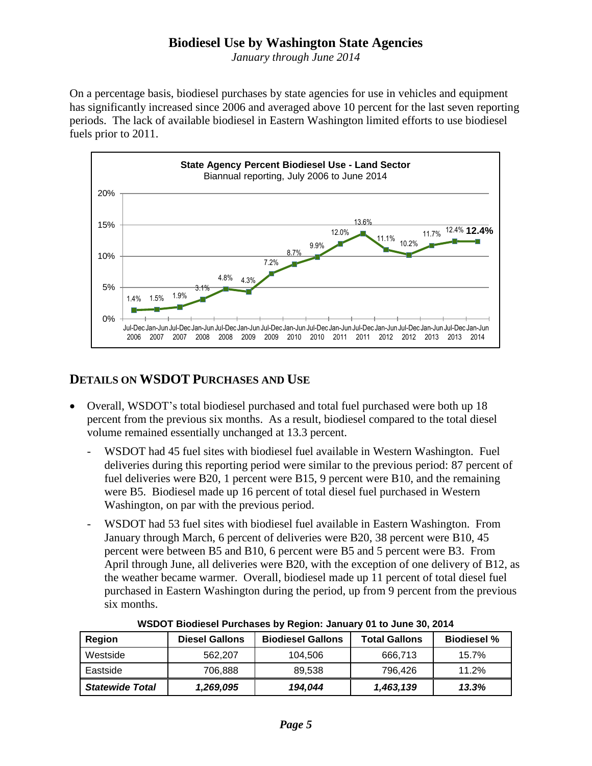# Biodiesel Use by Washington State Agencies

*January through June 2014*

On a percentage basis, biodiesel purchases by state agencies for use in vehicles and equipment has significantly increased since 2006 and averaged above 10 percent for the last seven reporting periods. The lack of available biodiesel in Eastern Washington limited efforts to use biodiesel fuels prior to 2011.

**State Agency Percent Biodiesel Use - Land Sector**
Biannual reporting, July 2006 to June 2014

| Period | Percent |
|---|---|
| Jul-Dec 2006 | 1.4% |
| Jan-Jun 2007 | 1.5% |
| Jul-Dec 2007 | 1.9% |
| Jan-Jun 2008 | 3.1% |
| Jul-Dec 2008 | 4.8% |
| Jan-Jun 2009 | 4.3% |
| Jul-Dec 2009 | 7.2% |
| Jan-Jun 2010 | 8.7% |
| Jul-Dec 2010 | 9.9% |
| Jan-Jun 2011 | 12.0% |
| Jul-Dec 2011 | 13.6% |
| Jan-Jun 2012 | 11.1% |
| Jul-Dec 2012 | 10.2% |
| Jan-Jun 2013 | 11.7% |
| Jul-Dec 2013 | 12.4% |
| Jan-Jun 2014 | **12.4%** |

## DETAILS ON WSDOT PURCHASES AND USE

- Overall, WSDOT's total biodiesel purchased and total fuel purchased were both up 18 percent from the previous six months. As a result, biodiesel compared to the total diesel volume remained essentially unchanged at 13.3 percent.
  - WSDOT had 45 fuel sites with biodiesel fuel available in Western Washington. Fuel deliveries during this reporting period were similar to the previous period: 87 percent of fuel deliveries were B20, 1 percent were B15, 9 percent were B10, and the remaining were B5. Biodiesel made up 16 percent of total diesel fuel purchased in Western Washington, on par with the previous period.
  - WSDOT had 53 fuel sites with biodiesel fuel available in Eastern Washington. From January through March, 6 percent of deliveries were B20, 38 percent were B10, 45 percent were between B5 and B10, 6 percent were B5 and 5 percent were B3. From April through June, all deliveries were B20, with the exception of one delivery of B12, as the weather became warmer. Overall, biodiesel made up 11 percent of total diesel fuel purchased in Eastern Washington during the period, up from 9 percent from the previous six months.

**WSDOT Biodiesel Purchases by Region: January 01 to June 30, 2014**

| Region | Diesel Gallons | Biodiesel Gallons | Total Gallons | Biodiesel % |
|---|---|---|---|---|
| Westside | 562,207 | 104,506 | 666,713 | 15.7% |
| Eastside | 706,888 | 89,538 | 796,426 | 11.2% |
| ***Statewide Total*** | ***1,269,095*** | ***194,044*** | ***1,463,139*** | ***13.3%*** |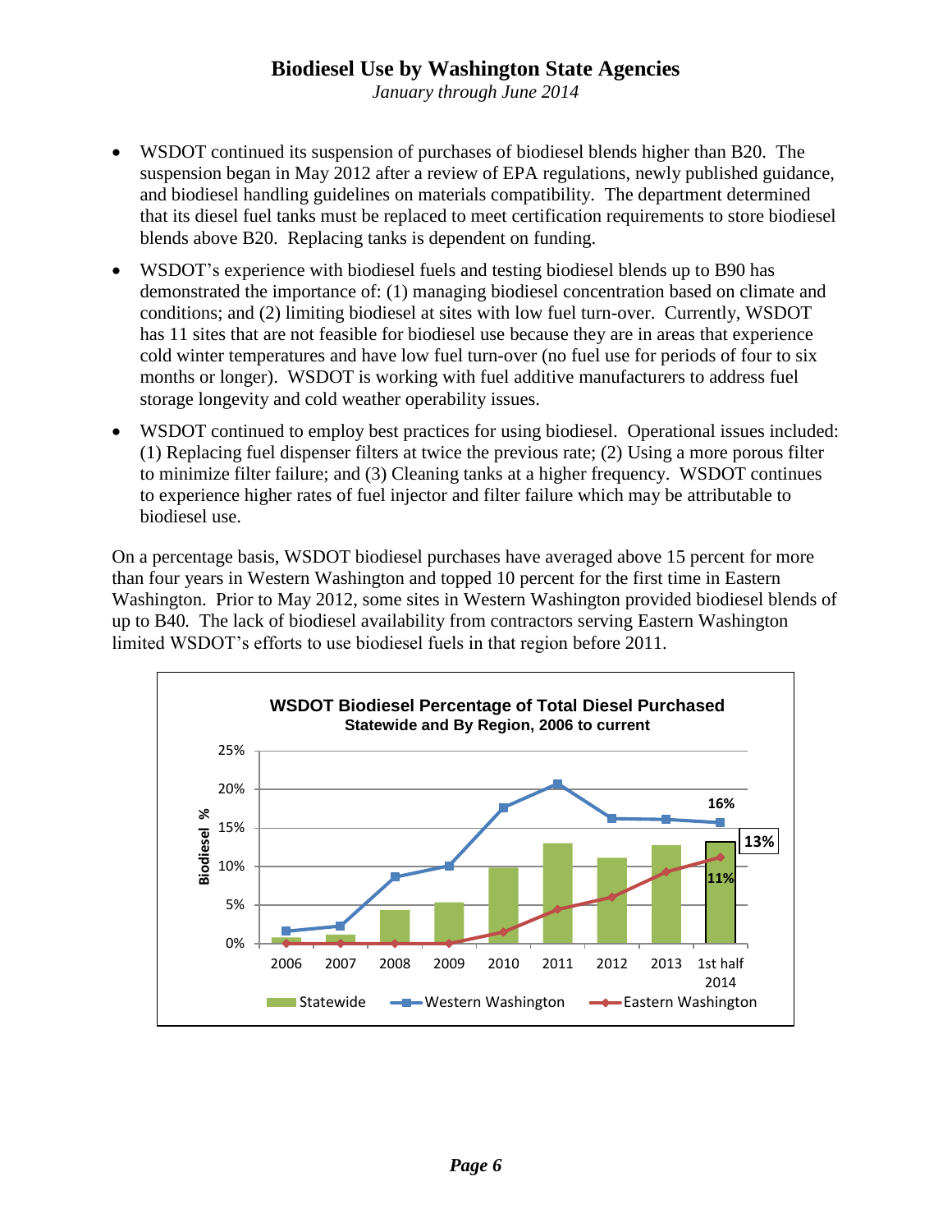# Biodiesel Use by Washington State Agencies

*January through June 2014*

- WSDOT continued its suspension of purchases of biodiesel blends higher than B20. The suspension began in May 2012 after a review of EPA regulations, newly published guidance, and biodiesel handling guidelines on materials compatibility. The department determined that its diesel fuel tanks must be replaced to meet certification requirements to store biodiesel blends above B20. Replacing tanks is dependent on funding.
- WSDOT's experience with biodiesel fuels and testing biodiesel blends up to B90 has demonstrated the importance of: (1) managing biodiesel concentration based on climate and conditions; and (2) limiting biodiesel at sites with low fuel turn-over. Currently, WSDOT has 11 sites that are not feasible for biodiesel use because they are in areas that experience cold winter temperatures and have low fuel turn-over (no fuel use for periods of four to six months or longer). WSDOT is working with fuel additive manufacturers to address fuel storage longevity and cold weather operability issues.
- WSDOT continued to employ best practices for using biodiesel. Operational issues included: (1) Replacing fuel dispenser filters at twice the previous rate; (2) Using a more porous filter to minimize filter failure; and (3) Cleaning tanks at a higher frequency. WSDOT continues to experience higher rates of fuel injector and filter failure which may be attributable to biodiesel use.

On a percentage basis, WSDOT biodiesel purchases have averaged above 15 percent for more than four years in Western Washington and topped 10 percent for the first time in Eastern Washington. Prior to May 2012, some sites in Western Washington provided biodiesel blends of up to B40. The lack of biodiesel availability from contractors serving Eastern Washington limited WSDOT's efforts to use biodiesel fuels in that region before 2011.

**WSDOT Biodiesel Percentage of Total Diesel Purchased**
**Statewide and By Region, 2006 to current**

Biodiesel %: 0%–25%

Years: 2006, 2007, 2008, 2009, 2010, 2011, 2012, 2013, 1st half 2014

1st half 2014 labels: Western Washington 16%, Statewide 13%, Eastern Washington 11%

Legend: Statewide, Western Washington, Eastern Washington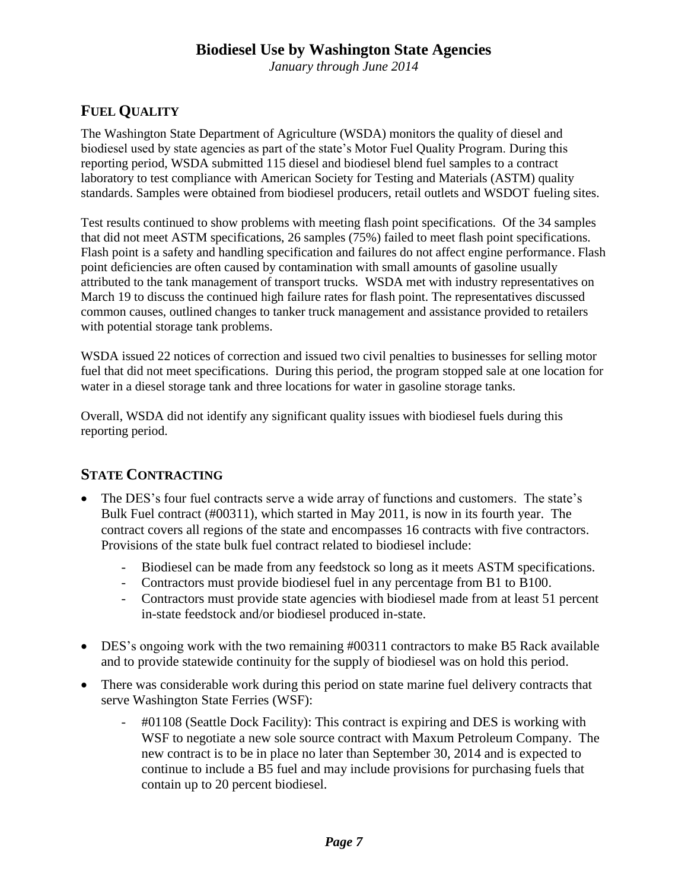## Fuel Quality

The Washington State Department of Agriculture (WSDA) monitors the quality of diesel and biodiesel used by state agencies as part of the state's Motor Fuel Quality Program. During this reporting period, WSDA submitted 115 diesel and biodiesel blend fuel samples to a contract laboratory to test compliance with American Society for Testing and Materials (ASTM) quality standards. Samples were obtained from biodiesel producers, retail outlets and WSDOT fueling sites.

Test results continued to show problems with meeting flash point specifications. Of the 34 samples that did not meet ASTM specifications, 26 samples (75%) failed to meet flash point specifications. Flash point is a safety and handling specification and failures do not affect engine performance. Flash point deficiencies are often caused by contamination with small amounts of gasoline usually attributed to the tank management of transport trucks. WSDA met with industry representatives on March 19 to discuss the continued high failure rates for flash point. The representatives discussed common causes, outlined changes to tanker truck management and assistance provided to retailers with potential storage tank problems.

WSDA issued 22 notices of correction and issued two civil penalties to businesses for selling motor fuel that did not meet specifications. During this period, the program stopped sale at one location for water in a diesel storage tank and three locations for water in gasoline storage tanks.

Overall, WSDA did not identify any significant quality issues with biodiesel fuels during this reporting period.

## State Contracting

- The DES's four fuel contracts serve a wide array of functions and customers. The state's Bulk Fuel contract (#00311), which started in May 2011, is now in its fourth year. The contract covers all regions of the state and encompasses 16 contracts with five contractors. Provisions of the state bulk fuel contract related to biodiesel include:
  - Biodiesel can be made from any feedstock so long as it meets ASTM specifications.
  - Contractors must provide biodiesel fuel in any percentage from B1 to B100.
  - Contractors must provide state agencies with biodiesel made from at least 51 percent in-state feedstock and/or biodiesel produced in-state.
- DES's ongoing work with the two remaining #00311 contractors to make B5 Rack available and to provide statewide continuity for the supply of biodiesel was on hold this period.
- There was considerable work during this period on state marine fuel delivery contracts that serve Washington State Ferries (WSF):
  - #01108 (Seattle Dock Facility): This contract is expiring and DES is working with WSF to negotiate a new sole source contract with Maxum Petroleum Company. The new contract is to be in place no later than September 30, 2014 and is expected to continue to include a B5 fuel and may include provisions for purchasing fuels that contain up to 20 percent biodiesel.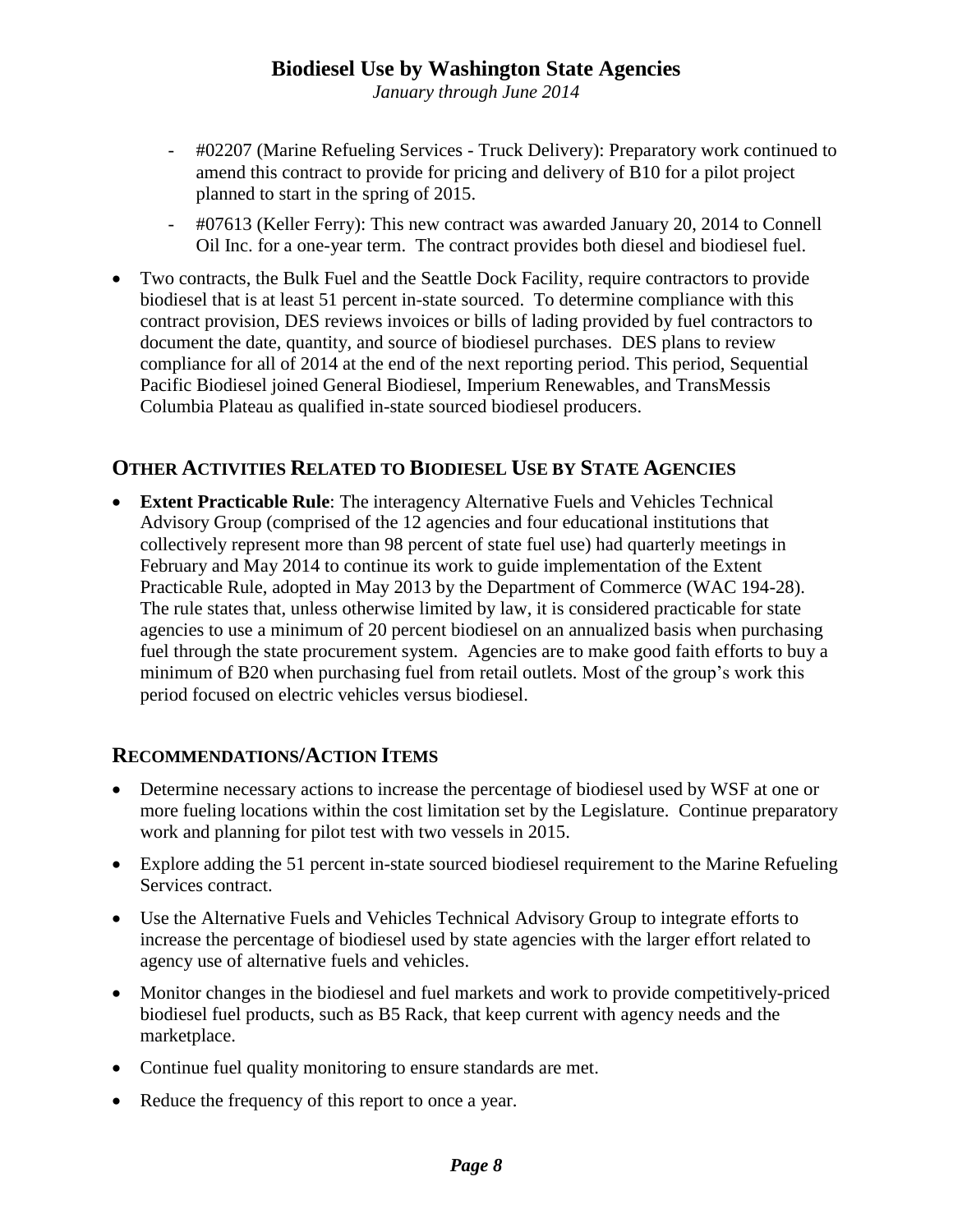- #02207 (Marine Refueling Services - Truck Delivery): Preparatory work continued to amend this contract to provide for pricing and delivery of B10 for a pilot project planned to start in the spring of 2015.
- #07613 (Keller Ferry): This new contract was awarded January 20, 2014 to Connell Oil Inc. for a one-year term. The contract provides both diesel and biodiesel fuel.

- Two contracts, the Bulk Fuel and the Seattle Dock Facility, require contractors to provide biodiesel that is at least 51 percent in-state sourced. To determine compliance with this contract provision, DES reviews invoices or bills of lading provided by fuel contractors to document the date, quantity, and source of biodiesel purchases. DES plans to review compliance for all of 2014 at the end of the next reporting period. This period, Sequential Pacific Biodiesel joined General Biodiesel, Imperium Renewables, and TransMessis Columbia Plateau as qualified in-state sourced biodiesel producers.

## Other Activities Related to Biodiesel Use by State Agencies

- **Extent Practicable Rule**: The interagency Alternative Fuels and Vehicles Technical Advisory Group (comprised of the 12 agencies and four educational institutions that collectively represent more than 98 percent of state fuel use) had quarterly meetings in February and May 2014 to continue its work to guide implementation of the Extent Practicable Rule, adopted in May 2013 by the Department of Commerce (WAC 194-28). The rule states that, unless otherwise limited by law, it is considered practicable for state agencies to use a minimum of 20 percent biodiesel on an annualized basis when purchasing fuel through the state procurement system. Agencies are to make good faith efforts to buy a minimum of B20 when purchasing fuel from retail outlets. Most of the group's work this period focused on electric vehicles versus biodiesel.

## Recommendations/Action Items

- Determine necessary actions to increase the percentage of biodiesel used by WSF at one or more fueling locations within the cost limitation set by the Legislature. Continue preparatory work and planning for pilot test with two vessels in 2015.
- Explore adding the 51 percent in-state sourced biodiesel requirement to the Marine Refueling Services contract.
- Use the Alternative Fuels and Vehicles Technical Advisory Group to integrate efforts to increase the percentage of biodiesel used by state agencies with the larger effort related to agency use of alternative fuels and vehicles.
- Monitor changes in the biodiesel and fuel markets and work to provide competitively-priced biodiesel fuel products, such as B5 Rack, that keep current with agency needs and the marketplace.
- Continue fuel quality monitoring to ensure standards are met.
- Reduce the frequency of this report to once a year.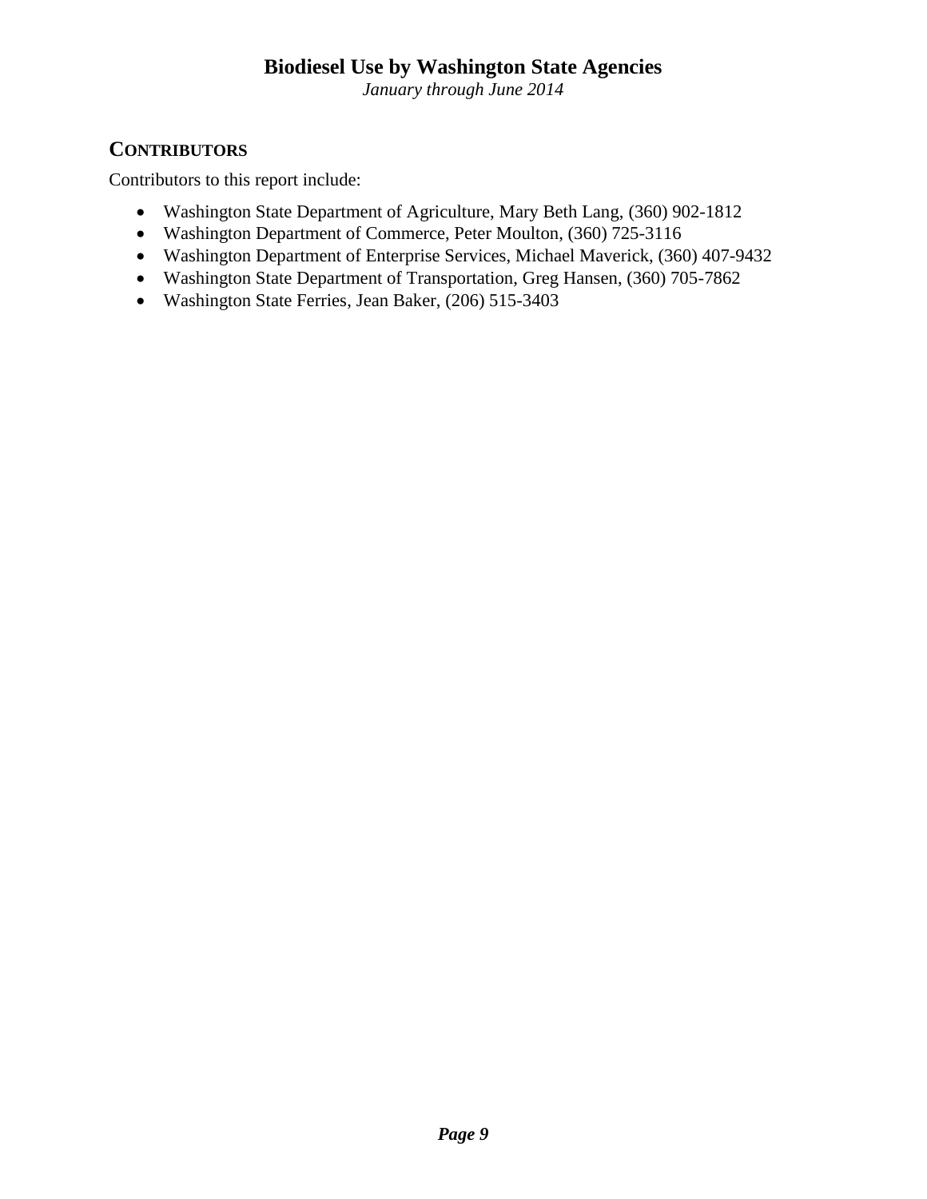## Contributors

Contributors to this report include:

- Washington State Department of Agriculture, Mary Beth Lang, (360) 902-1812
- Washington Department of Commerce, Peter Moulton, (360) 725-3116
- Washington Department of Enterprise Services, Michael Maverick, (360) 407-9432
- Washington State Department of Transportation, Greg Hansen, (360) 705-7862
- Washington State Ferries, Jean Baker, (206) 515-3403